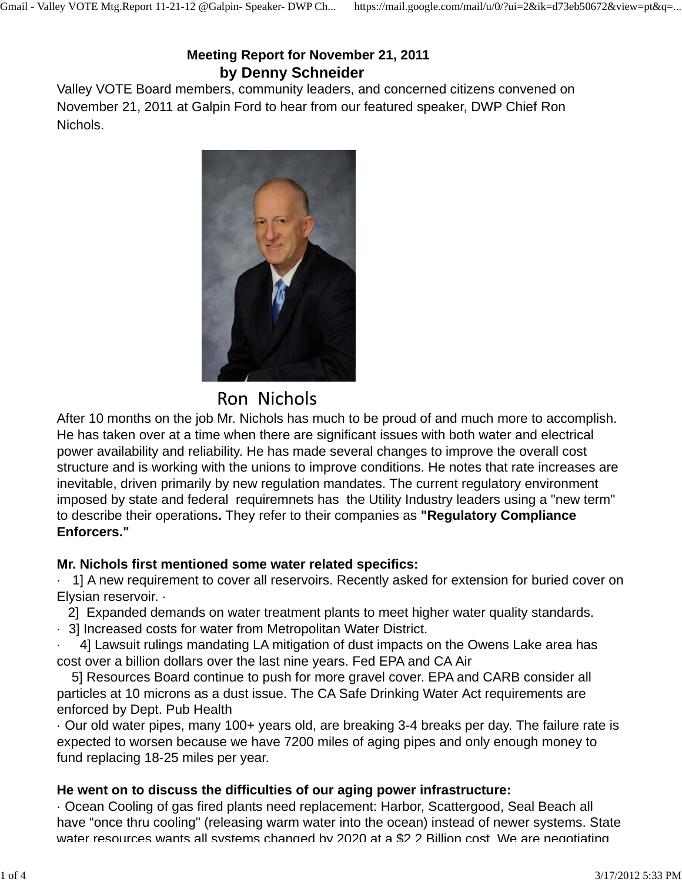# Meeting Report for November 21, 2011

## by Denny Schneider

Valley VOTE Board members, community leaders, and concerned citizens convened on November 21, 2011 at Galpin Ford to hear from our featured speaker, DWP Chief Ron Nichols.

Ron Nichols

After 10 months on the job Mr. Nichols has much to be proud of and much more to accomplish. He has taken over at a time when there are significant issues with both water and electrical power availability and reliability. He has made several changes to improve the overall cost structure and is working with the unions to improve conditions. He notes that rate increases are inevitable, driven primarily by new regulation mandates. The current regulatory environment imposed by state and federal requiremnets has the Utility Industry leaders using a "new term" to describe their operations**.** They refer to their companies as **"Regulatory Compliance Enforcers."**

**Mr. Nichols first mentioned some water related specifics:**

· 1] A new requirement to cover all reservoirs. Recently asked for extension for buried cover on Elysian reservoir. ·

2] Expanded demands on water treatment plants to meet higher water quality standards.

· 3] Increased costs for water from Metropolitan Water District.

· 4] Lawsuit rulings mandating LA mitigation of dust impacts on the Owens Lake area has cost over a billion dollars over the last nine years. Fed EPA and CA Air

5] Resources Board continue to push for more gravel cover. EPA and CARB consider all particles at 10 microns as a dust issue. The CA Safe Drinking Water Act requirements are enforced by Dept. Pub Health

· Our old water pipes, many 100+ years old, are breaking 3-4 breaks per day. The failure rate is expected to worsen because we have 7200 miles of aging pipes and only enough money to fund replacing 18-25 miles per year.

**He went on to discuss the difficulties of our aging power infrastructure:**

· Ocean Cooling of gas fired plants need replacement: Harbor, Scattergood, Seal Beach all have "once thru cooling" (releasing warm water into the ocean) instead of newer systems. State water resources wants all systems changed by 2020 at a $2.2 Billion cost. We are negotiating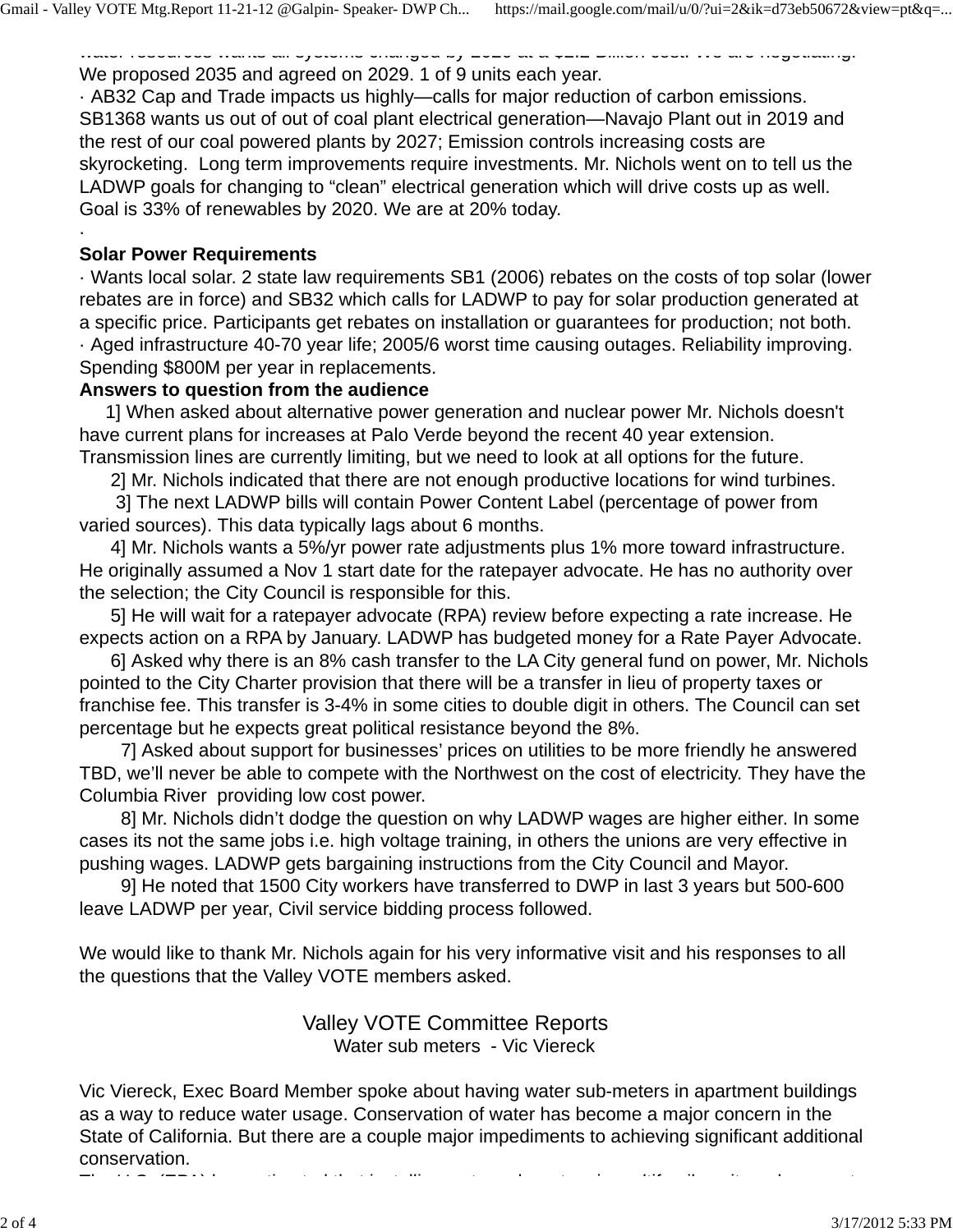water resources wants all systems changed by 2020 at a $2.2 Billion cost. We are negotiating. We proposed 2035 and agreed on 2029. 1 of 9 units each year.

· AB32 Cap and Trade impacts us highly—calls for major reduction of carbon emissions. SB1368 wants us out of out of coal plant electrical generation—Navajo Plant out in 2019 and the rest of our coal powered plants by 2027; Emission controls increasing costs are skyrocketing. Long term improvements require investments. Mr. Nichols went on to tell us the LADWP goals for changing to "clean" electrical generation which will drive costs up as well. Goal is 33% of renewables by 2020. We are at 20% today.

·

**Solar Power Requirements**

· Wants local solar. 2 state law requirements SB1 (2006) rebates on the costs of top solar (lower rebates are in force) and SB32 which calls for LADWP to pay for solar production generated at a specific price. Participants get rebates on installation or guarantees for production; not both.

· Aged infrastructure 40-70 year life; 2005/6 worst time causing outages. Reliability improving. Spending $800M per year in replacements.

**Answers to question from the audience**

1] When asked about alternative power generation and nuclear power Mr. Nichols doesn't have current plans for increases at Palo Verde beyond the recent 40 year extension. Transmission lines are currently limiting, but we need to look at all options for the future.

2] Mr. Nichols indicated that there are not enough productive locations for wind turbines.

3] The next LADWP bills will contain Power Content Label (percentage of power from varied sources). This data typically lags about 6 months.

4] Mr. Nichols wants a 5%/yr power rate adjustments plus 1% more toward infrastructure. He originally assumed a Nov 1 start date for the ratepayer advocate. He has no authority over the selection; the City Council is responsible for this.

5] He will wait for a ratepayer advocate (RPA) review before expecting a rate increase. He expects action on a RPA by January. LADWP has budgeted money for a Rate Payer Advocate.

6] Asked why there is an 8% cash transfer to the LA City general fund on power, Mr. Nichols pointed to the City Charter provision that there will be a transfer in lieu of property taxes or franchise fee. This transfer is 3-4% in some cities to double digit in others. The Council can set percentage but he expects great political resistance beyond the 8%.

7] Asked about support for businesses' prices on utilities to be more friendly he answered TBD, we'll never be able to compete with the Northwest on the cost of electricity. They have the Columbia River providing low cost power.

8] Mr. Nichols didn't dodge the question on why LADWP wages are higher either. In some cases its not the same jobs i.e. high voltage training, in others the unions are very effective in pushing wages. LADWP gets bargaining instructions from the City Council and Mayor.

9] He noted that 1500 City workers have transferred to DWP in last 3 years but 500-600 leave LADWP per year, Civil service bidding process followed.

We would like to thank Mr. Nichols again for his very informative visit and his responses to all the questions that the Valley VOTE members asked.

## Valley VOTE Committee Reports

### Water sub meters - Vic Viereck

Vic Viereck, Exec Board Member spoke about having water sub-meters in apartment buildings as a way to reduce water usage. Conservation of water has become a major concern in the State of California. But there are a couple major impediments to achieving significant additional conservation.

The U.S. (EPA) has estimated that installing water sub-meters in multifamily units and ...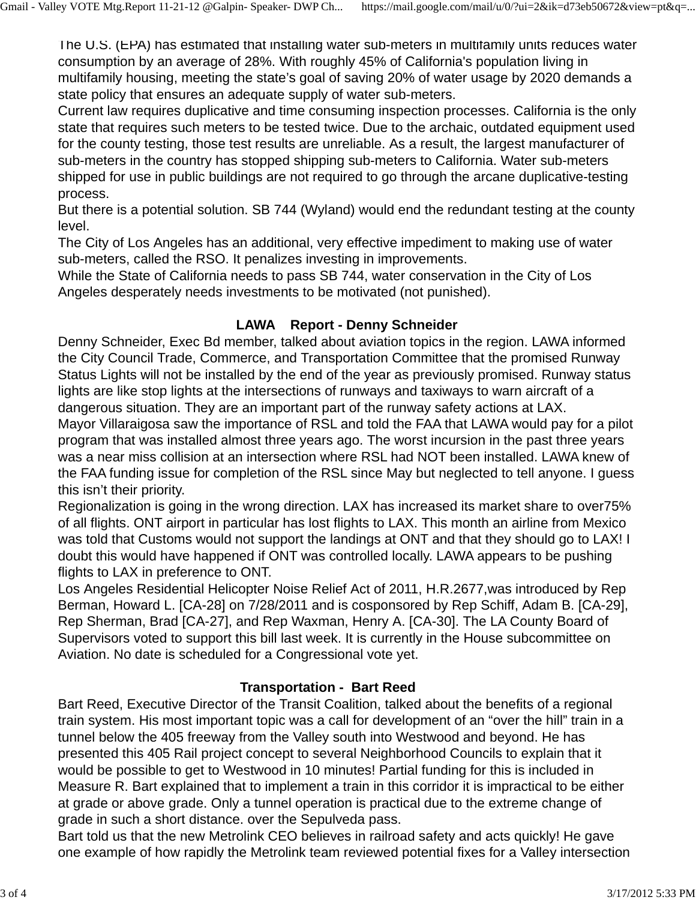The U.S. (EPA) has estimated that installing water sub-meters in multifamily units reduces water consumption by an average of 28%. With roughly 45% of California's population living in multifamily housing, meeting the state's goal of saving 20% of water usage by 2020 demands a state policy that ensures an adequate supply of water sub-meters.

Current law requires duplicative and time consuming inspection processes. California is the only state that requires such meters to be tested twice. Due to the archaic, outdated equipment used for the county testing, those test results are unreliable. As a result, the largest manufacturer of sub-meters in the country has stopped shipping sub-meters to California. Water sub-meters shipped for use in public buildings are not required to go through the arcane duplicative-testing process.

But there is a potential solution. SB 744 (Wyland) would end the redundant testing at the county level.

The City of Los Angeles has an additional, very effective impediment to making use of water sub-meters, called the RSO. It penalizes investing in improvements.

While the State of California needs to pass SB 744, water conservation in the City of Los Angeles desperately needs investments to be motivated (not punished).

**LAWA Report - Denny Schneider**

Denny Schneider, Exec Bd member, talked about aviation topics in the region. LAWA informed the City Council Trade, Commerce, and Transportation Committee that the promised Runway Status Lights will not be installed by the end of the year as previously promised. Runway status lights are like stop lights at the intersections of runways and taxiways to warn aircraft of a dangerous situation. They are an important part of the runway safety actions at LAX.

Mayor Villaraigosa saw the importance of RSL and told the FAA that LAWA would pay for a pilot program that was installed almost three years ago. The worst incursion in the past three years was a near miss collision at an intersection where RSL had NOT been installed. LAWA knew of the FAA funding issue for completion of the RSL since May but neglected to tell anyone. I guess this isn't their priority.

Regionalization is going in the wrong direction. LAX has increased its market share to over75% of all flights. ONT airport in particular has lost flights to LAX. This month an airline from Mexico was told that Customs would not support the landings at ONT and that they should go to LAX! I doubt this would have happened if ONT was controlled locally. LAWA appears to be pushing flights to LAX in preference to ONT.

Los Angeles Residential Helicopter Noise Relief Act of 2011, H.R.2677,was introduced by Rep Berman, Howard L. [CA-28] on 7/28/2011 and is cosponsored by Rep Schiff, Adam B. [CA-29], Rep Sherman, Brad [CA-27], and Rep Waxman, Henry A. [CA-30]. The LA County Board of Supervisors voted to support this bill last week. It is currently in the House subcommittee on Aviation. No date is scheduled for a Congressional vote yet.

**Transportation - Bart Reed**

Bart Reed, Executive Director of the Transit Coalition, talked about the benefits of a regional train system. His most important topic was a call for development of an "over the hill" train in a tunnel below the 405 freeway from the Valley south into Westwood and beyond. He has presented this 405 Rail project concept to several Neighborhood Councils to explain that it would be possible to get to Westwood in 10 minutes! Partial funding for this is included in Measure R. Bart explained that to implement a train in this corridor it is impractical to be either at grade or above grade. Only a tunnel operation is practical due to the extreme change of grade in such a short distance. over the Sepulveda pass.

Bart told us that the new Metrolink CEO believes in railroad safety and acts quickly! He gave one example of how rapidly the Metrolink team reviewed potential fixes for a Valley intersection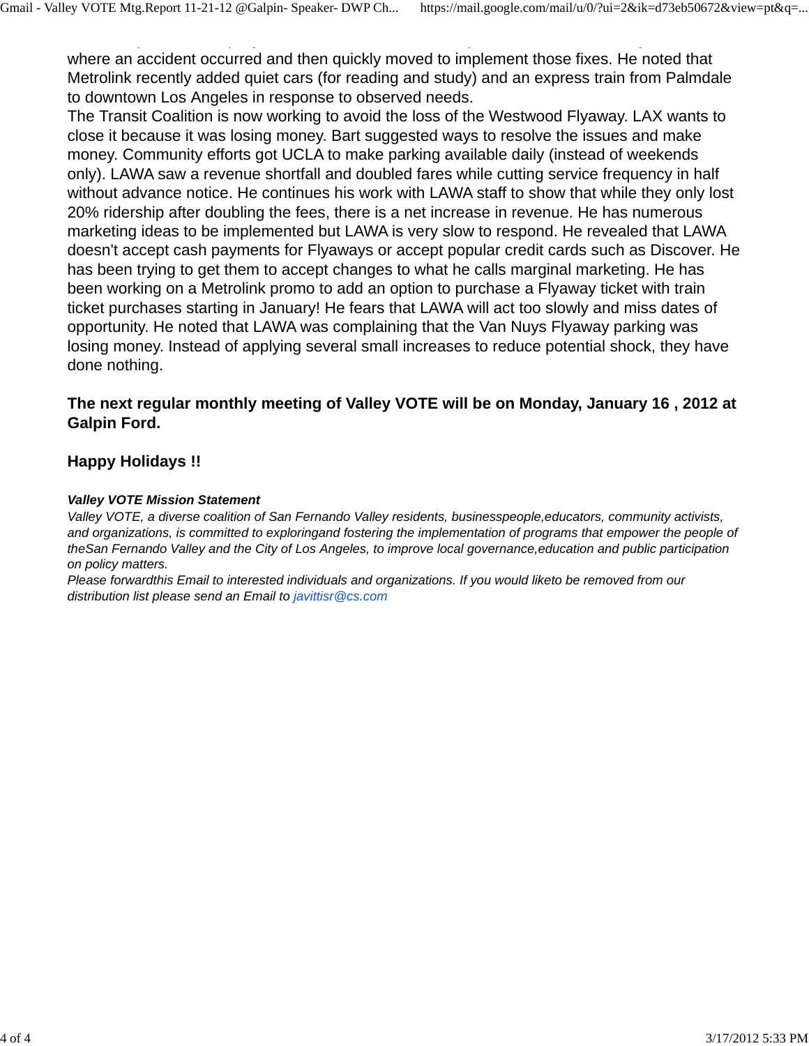where an accident occurred and then quickly moved to implement those fixes. He noted that Metrolink recently added quiet cars (for reading and study) and an express train from Palmdale to downtown Los Angeles in response to observed needs.

The Transit Coalition is now working to avoid the loss of the Westwood Flyaway. LAX wants to close it because it was losing money. Bart suggested ways to resolve the issues and make money. Community efforts got UCLA to make parking available daily (instead of weekends only). LAWA saw a revenue shortfall and doubled fares while cutting service frequency in half without advance notice. He continues his work with LAWA staff to show that while they only lost 20% ridership after doubling the fees, there is a net increase in revenue. He has numerous marketing ideas to be implemented but LAWA is very slow to respond. He revealed that LAWA doesn't accept cash payments for Flyaways or accept popular credit cards such as Discover. He has been trying to get them to accept changes to what he calls marginal marketing. He has been working on a Metrolink promo to add an option to purchase a Flyaway ticket with train ticket purchases starting in January! He fears that LAWA will act too slowly and miss dates of opportunity. He noted that LAWA was complaining that the Van Nuys Flyaway parking was losing money. Instead of applying several small increases to reduce potential shock, they have done nothing.

**The next regular monthly meeting of Valley VOTE will be on Monday, January 16 , 2012 at Galpin Ford.**

**Happy Holidays !!**

***Valley VOTE Mission Statement***

*Valley VOTE, a diverse coalition of San Fernando Valley residents, businesspeople,educators, community activists, and organizations, is committed to exploringand fostering the implementation of programs that empower the people of theSan Fernando Valley and the City of Los Angeles, to improve local governance,education and public participation on policy matters.*

*Please forwardthis Email to interested individuals and organizations. If you would liketo be removed from our distribution list please send an Email to javittisr@cs.com*